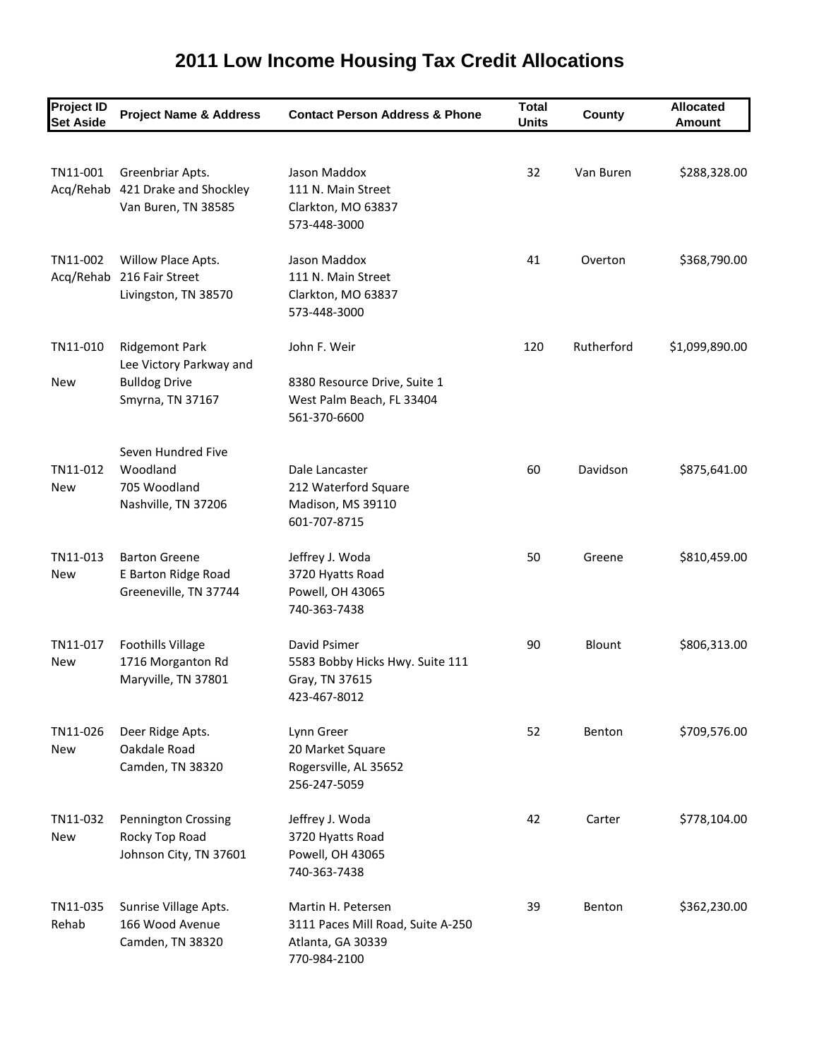# 2011 Low Income Housing Tax Credit Allocations

| Project ID<br>Set Aside | Project Name & Address | Contact Person Address & Phone | Total Units | County | Allocated Amount |
|---|---|---|---|---|---|
| TN11-001<br>Acq/Rehab | Greenbriar Apts.<br>421 Drake and Shockley<br>Van Buren, TN 38585 | Jason Maddox<br>111 N. Main Street<br>Clarkton, MO 63837<br>573-448-3000 | 32 | Van Buren | $288,328.00 |
| TN11-002<br>Acq/Rehab | Willow Place Apts.<br>216 Fair Street<br>Livingston, TN 38570 | Jason Maddox<br>111 N. Main Street<br>Clarkton, MO 63837<br>573-448-3000 | 41 | Overton | $368,790.00 |
| TN11-010<br>New | Ridgemont Park<br>Lee Victory Parkway and<br>Bulldog Drive<br>Smyrna, TN 37167 | John F. Weir<br>8380 Resource Drive, Suite 1<br>West Palm Beach, FL 33404<br>561-370-6600 | 120 | Rutherford | $1,099,890.00 |
| TN11-012<br>New | Seven Hundred Five<br>Woodland<br>705 Woodland<br>Nashville, TN 37206 | Dale Lancaster<br>212 Waterford Square<br>Madison, MS 39110<br>601-707-8715 | 60 | Davidson | $875,641.00 |
| TN11-013<br>New | Barton Greene<br>E Barton Ridge Road<br>Greeneville, TN 37744 | Jeffrey J. Woda<br>3720 Hyatts Road<br>Powell, OH 43065<br>740-363-7438 | 50 | Greene | $810,459.00 |
| TN11-017<br>New | Foothills Village<br>1716 Morganton Rd<br>Maryville, TN 37801 | David Psimer<br>5583 Bobby Hicks Hwy. Suite 111<br>Gray, TN 37615<br>423-467-8012 | 90 | Blount | $806,313.00 |
| TN11-026<br>New | Deer Ridge Apts.<br>Oakdale Road<br>Camden, TN 38320 | Lynn Greer<br>20 Market Square<br>Rogersville, AL 35652<br>256-247-5059 | 52 | Benton | $709,576.00 |
| TN11-032<br>New | Pennington Crossing<br>Rocky Top Road<br>Johnson City, TN 37601 | Jeffrey J. Woda<br>3720 Hyatts Road<br>Powell, OH 43065<br>740-363-7438 | 42 | Carter | $778,104.00 |
| TN11-035<br>Rehab | Sunrise Village Apts.<br>166 Wood Avenue<br>Camden, TN 38320 | Martin H. Petersen<br>3111 Paces Mill Road, Suite A-250<br>Atlanta, GA 30339<br>770-984-2100 | 39 | Benton | $362,230.00 |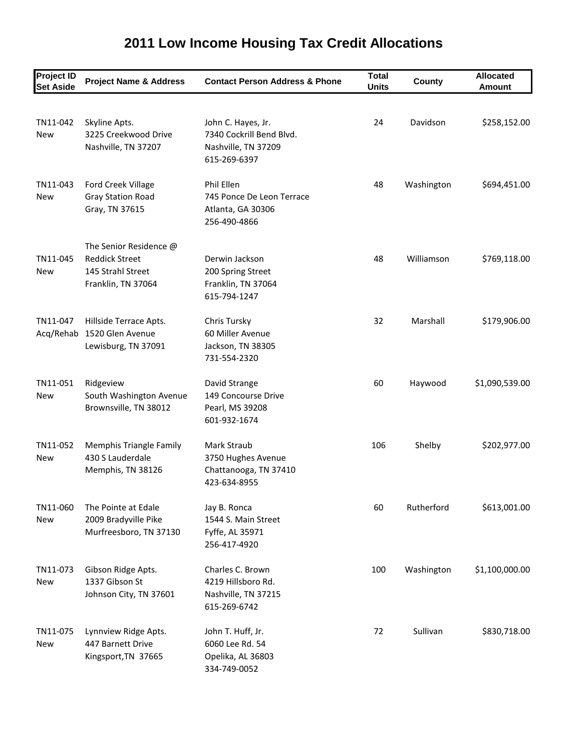# 2011 Low Income Housing Tax Credit Allocations

| Project ID Set Aside | Project Name & Address | Contact Person Address & Phone | Total Units | County | Allocated Amount |
|---|---|---|---|---|---|
| TN11-042 New | Skyline Apts. 3225 Creekwood Drive Nashville, TN 37207 | John C. Hayes, Jr. 7340 Cockrill Bend Blvd. Nashville, TN 37209 615-269-6397 | 24 | Davidson | $258,152.00 |
| TN11-043 New | Ford Creek Village Gray Station Road Gray, TN 37615 | Phil Ellen 745 Ponce De Leon Terrace Atlanta, GA 30306 256-490-4866 | 48 | Washington | $694,451.00 |
| TN11-045 New | The Senior Residence @ Reddick Street 145 Strahl Street Franklin, TN 37064 | Derwin Jackson 200 Spring Street Franklin, TN 37064 615-794-1247 | 48 | Williamson | $769,118.00 |
| TN11-047 Acq/Rehab | Hillside Terrace Apts. 1520 Glen Avenue Lewisburg, TN 37091 | Chris Tursky 60 Miller Avenue Jackson, TN 38305 731-554-2320 | 32 | Marshall | $179,906.00 |
| TN11-051 New | Ridgeview South Washington Avenue Brownsville, TN 38012 | David Strange 149 Concourse Drive Pearl, MS 39208 601-932-1674 | 60 | Haywood | $1,090,539.00 |
| TN11-052 New | Memphis Triangle Family 430 S Lauderdale Memphis, TN 38126 | Mark Straub 3750 Hughes Avenue Chattanooga, TN 37410 423-634-8955 | 106 | Shelby | $202,977.00 |
| TN11-060 New | The Pointe at Edale 2009 Bradyville Pike Murfreesboro, TN 37130 | Jay B. Ronca 1544 S. Main Street Fyffe, AL 35971 256-417-4920 | 60 | Rutherford | $613,001.00 |
| TN11-073 New | Gibson Ridge Apts. 1337 Gibson St Johnson City, TN 37601 | Charles C. Brown 4219 Hillsboro Rd. Nashville, TN 37215 615-269-6742 | 100 | Washington | $1,100,000.00 |
| TN11-075 New | Lynnview Ridge Apts. 447 Barnett Drive Kingsport,TN 37665 | John T. Huff, Jr. 6060 Lee Rd. 54 Opelika, AL 36803 334-749-0052 | 72 | Sullivan | $830,718.00 |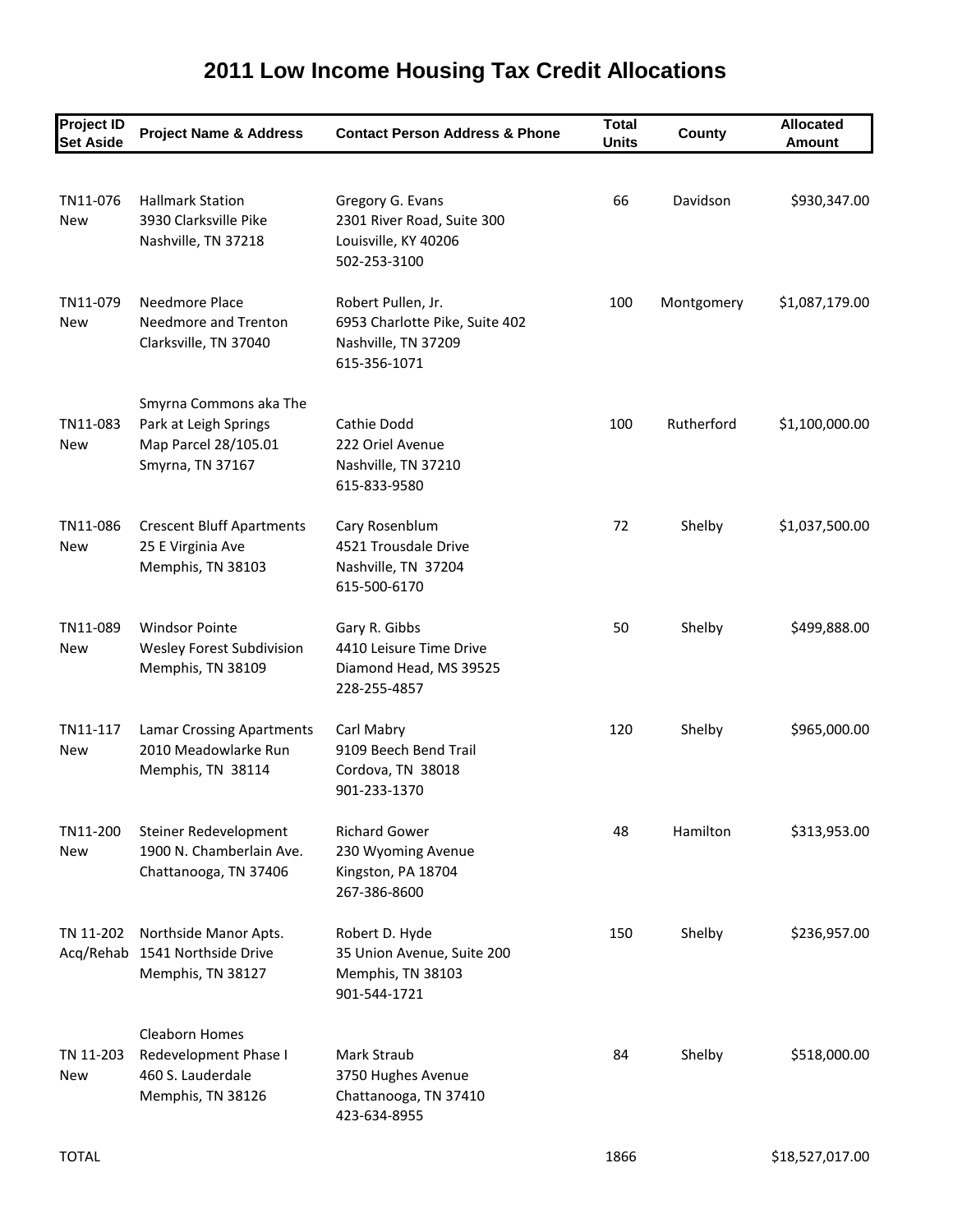# 2011 Low Income Housing Tax Credit Allocations

| Project ID Set Aside | Project Name & Address | Contact Person Address & Phone | Total Units | County | Allocated Amount |
|---|---|---|---|---|---|
| TN11-076 New | Hallmark Station 3930 Clarksville Pike Nashville, TN 37218 | Gregory G. Evans 2301 River Road, Suite 300 Louisville, KY 40206 502-253-3100 | 66 | Davidson | $930,347.00 |
| TN11-079 New | Needmore Place Needmore and Trenton Clarksville, TN 37040 | Robert Pullen, Jr. 6953 Charlotte Pike, Suite 402 Nashville, TN 37209 615-356-1071 | 100 | Montgomery | $1,087,179.00 |
| TN11-083 New | Smyrna Commons aka The Park at Leigh Springs Map Parcel 28/105.01 Smyrna, TN 37167 | Cathie Dodd 222 Oriel Avenue Nashville, TN 37210 615-833-9580 | 100 | Rutherford | $1,100,000.00 |
| TN11-086 New | Crescent Bluff Apartments 25 E Virginia Ave Memphis, TN 38103 | Cary Rosenblum 4521 Trousdale Drive Nashville, TN 37204 615-500-6170 | 72 | Shelby | $1,037,500.00 |
| TN11-089 New | Windsor Pointe Wesley Forest Subdivision Memphis, TN 38109 | Gary R. Gibbs 4410 Leisure Time Drive Diamond Head, MS 39525 228-255-4857 | 50 | Shelby | $499,888.00 |
| TN11-117 New | Lamar Crossing Apartments 2010 Meadowlarke Run Memphis, TN 38114 | Carl Mabry 9109 Beech Bend Trail Cordova, TN 38018 901-233-1370 | 120 | Shelby | $965,000.00 |
| TN11-200 New | Steiner Redevelopment 1900 N. Chamberlain Ave. Chattanooga, TN 37406 | Richard Gower 230 Wyoming Avenue Kingston, PA 18704 267-386-8600 | 48 | Hamilton | $313,953.00 |
| TN 11-202 Acq/Rehab | Northside Manor Apts. 1541 Northside Drive Memphis, TN 38127 | Robert D. Hyde 35 Union Avenue, Suite 200 Memphis, TN 38103 901-544-1721 | 150 | Shelby | $236,957.00 |
| TN 11-203 New | Cleaborn Homes Redevelopment Phase I 460 S. Lauderdale Memphis, TN 38126 | Mark Straub 3750 Hughes Avenue Chattanooga, TN 37410 423-634-8955 | 84 | Shelby | $518,000.00 |
| TOTAL | | | 1866 | | $18,527,017.00 |